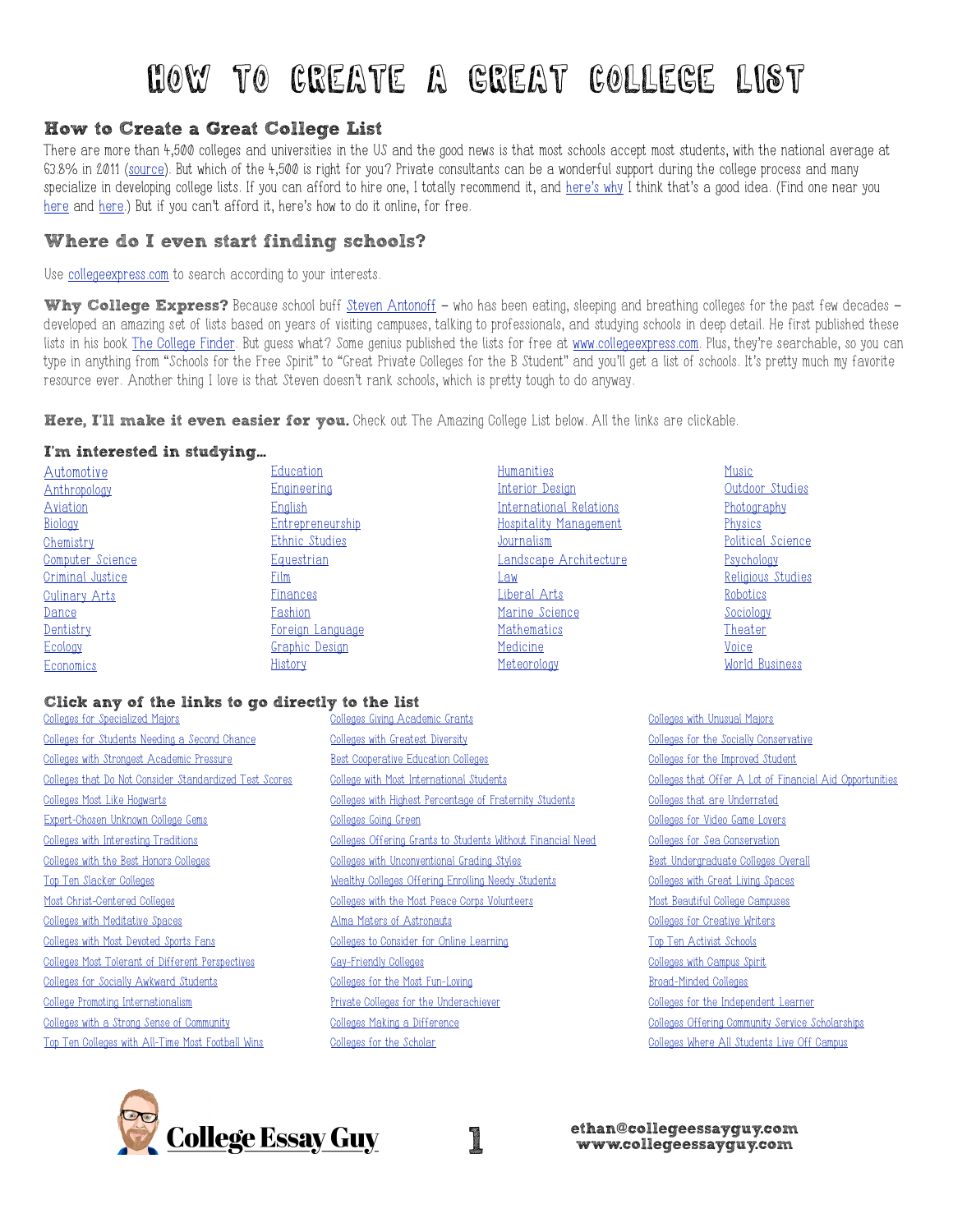# How to Create a Great College List

## How to Create a Great College List

There are more than 4,500 colleges and universities in the US and the good news is that most schools accept most students, with the national average at 63.8% in 2011 (source). But which of the 4,500 is right for you? Private consultants can be a wonderful support during the college process and many specialize in developing college lists. If you can afford to hire one, I totally recommend it, and here's why I think that's a good idea. (Find one near you here and here.) But if you can't afford it, here's how to do it online, for free.

## Where do I even start finding schools?

Use collegeexpress.com to search according to your interests.

**Why College Express?** Because school buff Steven Antonoff – who has been eating, sleeping and breathing colleges for the past few decades – developed an amazing set of lists based on years of visiting campuses, talking to professionals, and studying schools in deep detail. He first published these lists in his book The College Finder. But guess what? Some genius published the lists for free at www.collegeexpress.com. Plus, they're searchable, so you can type in anything from "Schools for the Free Spirit" to "Great Private Colleges for the B Student" and you'll get a list of schools. It's pretty much my favorite resource ever. Another thing I love is that Steven doesn't rank schools, which is pretty tough to do anyway.

**Here, I'll make it even easier for you.** Check out The Amazing College List below. All the links are clickable.

### I'm interested in studying...

- Automotive
- Anthropology
- Aviation
- Biology
- Chemistry
- Computer Science
- Criminal Justice
- Culinary Arts
- Dance
- Dentistry
- Ecology
- Economics
- Education
- Engineering
- English
- Entrepreneurship
- Ethnic Studies
- Equestrian
- Film
- Finances
- Fashion
- Foreign Language
- Graphic Design
- History
- Humanities
- Interior Design
- International Relations
- Hospitality Management
- Journalism
- Landscape Architecture
- Law
- Liberal Arts
- Marine Science
- Mathematics
- Medicine
- Meteorology
- Music
- Outdoor Studies
- Photography
- Physics
- Political Science
- Psychology
- Religious Studies
- Robotics
- Sociology
- Theater
- Voice
- World Business

### Click any of the links to go directly to the list

- Colleges for Specialized Majors
- Colleges for Students Needing a Second Chance
- Colleges with Strongest Academic Pressure
- Colleges that Do Not Consider Standardized Test Scores
- Colleges Most Like Hogwarts
- Expert-Chosen Unknown College Gems
- Colleges with Interesting Traditions
- Colleges with the Best Honors Colleges
- Top Ten Slacker Colleges
- Most Christ-Centered Colleges
- Colleges with Meditative Spaces
- Colleges with Most Devoted Sports Fans
- Colleges Most Tolerant of Different Perspectives
- Colleges for Socially Awkward Students
- College Promoting Internationalism
- Colleges with a Strong Sense of Community
- Top Ten Colleges with All-Time Most Football Wins
- Colleges Giving Academic Grants
- Colleges with Greatest Diversity
- Best Cooperative Education Colleges
- College with Most International Students
- Colleges with Highest Percentage of Fraternity Students
- Colleges Going Green
- Colleges Offering Grants to Students Without Financial Need
- Colleges with Unconventional Grading Styles
- Wealthy Colleges Offering Enrolling Needy Students
- Colleges with the Most Peace Corps Volunteers
- Alma Maters of Astronauts
- Colleges to Consider for Online Learning
- Gay-Friendly Colleges
- Colleges for the Most Fun-Loving
- Private Colleges for the Underachiever
- Colleges Making a Difference
- Colleges for the Scholar
- Colleges with Unusual Majors
- Colleges for the Socially Conservative
- Colleges for the Improved Student
- Colleges that Offer A Lot of Financial Aid Opportunities
- Colleges that are Underrated
- Colleges for Video Game Lovers
- Colleges for Sea Conservation
- Best Undergraduate Colleges Overall
- Colleges with Great Living Spaces
- Most Beautiful College Campuses
- Colleges for Creative Writers
- Top Ten Activist Schools
- Colleges with Campus Spirit
- Broad-Minded Colleges
- Colleges for the Independent Learner
- Colleges Offering Community Service Scholarships
- Colleges Where All Students Live Off Campus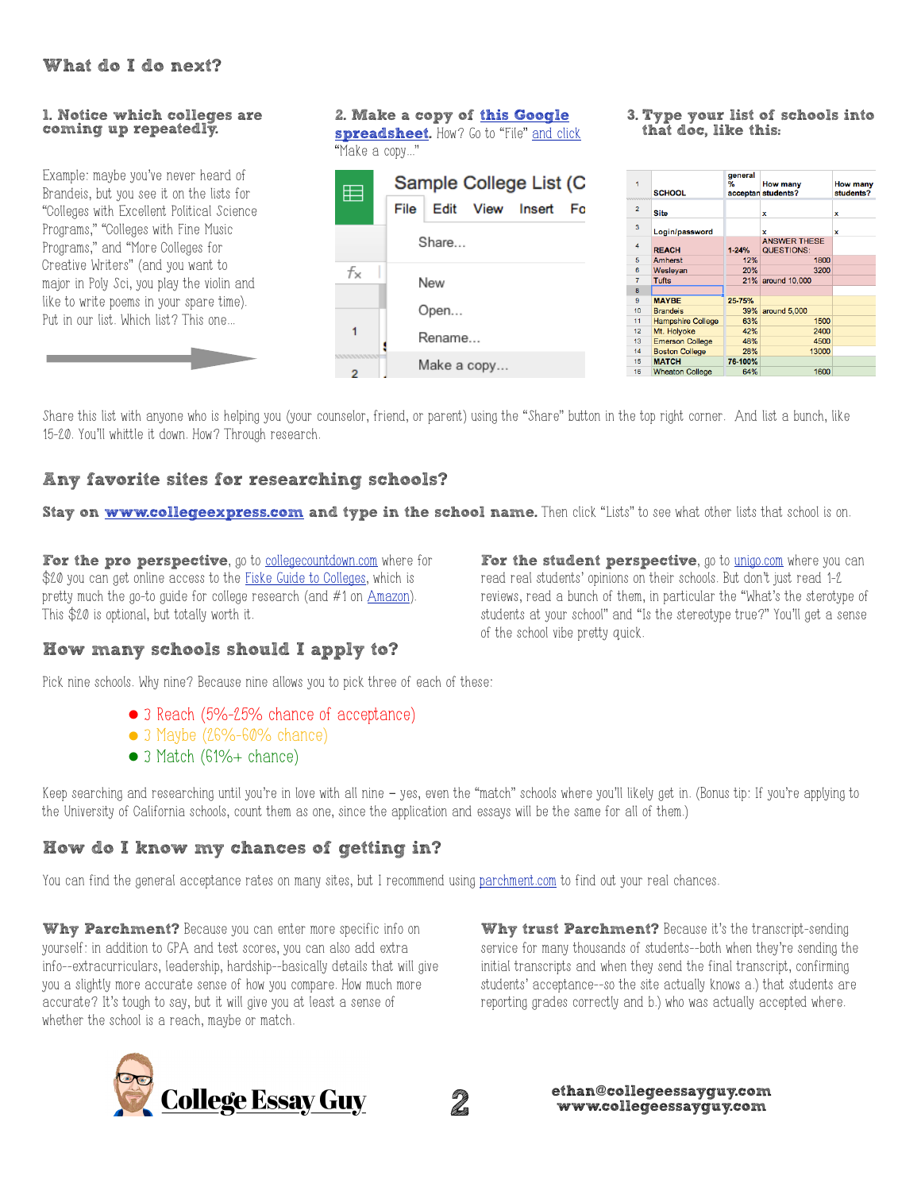## What do I do next?

### 1. Notice which colleges are coming up repeatedly.

Example: maybe you've never heard of Brandeis, but you see it on the lists for "Colleges with Excellent Political Science Programs," "Colleges with Fine Music Programs," and "More Colleges for Creative Writers" (and you want to major in Poly Sci, you play the violin and like to write poems in your spare time). Put in our list. Which list? This one...

### 2. Make a copy of this Google spreadsheet.

How? Go to "File" and click "Make a copy..."

Sample College List (C

File Edit View Insert Fo

Share...

New

Open...

Rename...

Make a copy...

### 3. Type your list of schools into that doc, like this:

| | SCHOOL | general % acceptan | How many students? | How many students? |
|---|---|---|---|---|
| 2 | Site | | x | x |
| 3 | Login/password | | x | x |
| 4 | REACH | 1-24% | ANSWER THESE QUESTIONS: | |
| 5 | Amherst | 12% | 1800 | |
| 6 | Wesleyan | 20% | 3200 | |
| 7 | Tufts | 21% | around 10,000 | |
| 8 | | | | |
| 9 | MAYBE | 25-75% | | |
| 10 | Brandeis | 39% | around 5,000 | |
| 11 | Hampshire College | 63% | 1500 | |
| 12 | Mt. Holyoke | 42% | 2400 | |
| 13 | Emerson College | 48% | 4500 | |
| 14 | Boston College | 28% | 13000 | |
| 15 | MATCH | 76-100% | | |
| 16 | Wheaton College | 64% | 1600 | |

Share this list with anyone who is helping you (your counselor, friend, or parent) using the "Share" button in the top right corner. And list a bunch, like 15-20. You'll whittle it down. How? Through research.

## Any favorite sites for researching schools?

**Stay on www.collegeexpress.com and type in the school name.** Then click "Lists" to see what other lists that school is on.

**For the pro perspective**, go to collegecountdown.com where for $20 you can get online access to the Fiske Guide to Colleges, which is pretty much the go-to guide for college research (and #1 on Amazon). This $20 is optional, but totally worth it.

**For the student perspective**, go to unigo.com where you can read real students' opinions on their schools. But don't just read 1-2 reviews, read a bunch of them, in particular the "What's the sterotype of students at your school" and "Is the stereotype true?" You'll get a sense of the school vibe pretty quick.

## How many schools should I apply to?

Pick nine schools. Why nine? Because nine allows you to pick three of each of these:

- 3 Reach (5%-25% chance of acceptance)
- 3 Maybe (26%-60% chance)
- 3 Match (61%+ chance)

Keep searching and researching until you're in love with all nine – yes, even the "match" schools where you'll likely get in. (Bonus tip: If you're applying to the University of California schools, count them as one, since the application and essays will be the same for all of them.)

## How do I know my chances of getting in?

You can find the general acceptance rates on many sites, but I recommend using parchment.com to find out your real chances.

**Why Parchment?** Because you can enter more specific info on yourself: in addition to GPA and test scores, you can also add extra info--extracurriculars, leadership, hardship--basically details that will give you a slightly more accurate sense of how you compare. How much more accurate? It's tough to say, but it will give you at least a sense of whether the school is a reach, maybe or match.

**Why trust Parchment?** Because it's the transcript-sending service for many thousands of students--both when they're sending the initial transcripts and when they send the final transcript, confirming students' acceptance--so the site actually knows a.) that students are reporting grades correctly and b.) who was actually accepted where.